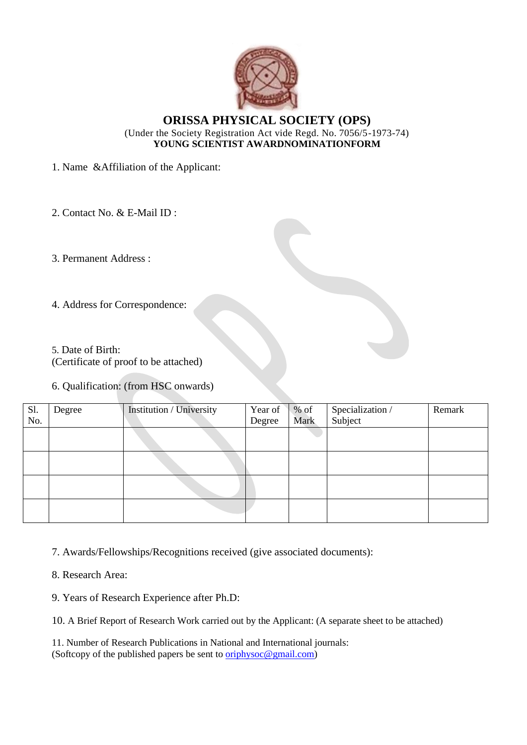# ORISSA PHYSICAL SOCIETY (OPS)

(Under the Society Registration Act vide Regd. No. 7056/5-1973-74)

**YOUNG SCIENTIST AWARDNOMINATIONFORM**

1. Name &Affiliation of the Applicant:

2. Contact No. & E-Mail ID :

3. Permanent Address :

4. Address for Correspondence:

5. Date of Birth:
(Certificate of proof to be attached)

6. Qualification: (from HSC onwards)

| Sl. No. | Degree | Institution / University | Year of Degree | % of Mark | Specialization / Subject | Remark |
|---|---|---|---|---|---|---|
| | | | | | | |
| | | | | | | |
| | | | | | | |
| | | | | | | |

7. Awards/Fellowships/Recognitions received (give associated documents):

8. Research Area:

9. Years of Research Experience after Ph.D:

10. A Brief Report of Research Work carried out by the Applicant: (A separate sheet to be attached)

11. Number of Research Publications in National and International journals:
(Softcopy of the published papers be sent to oriphysoc@gmail.com)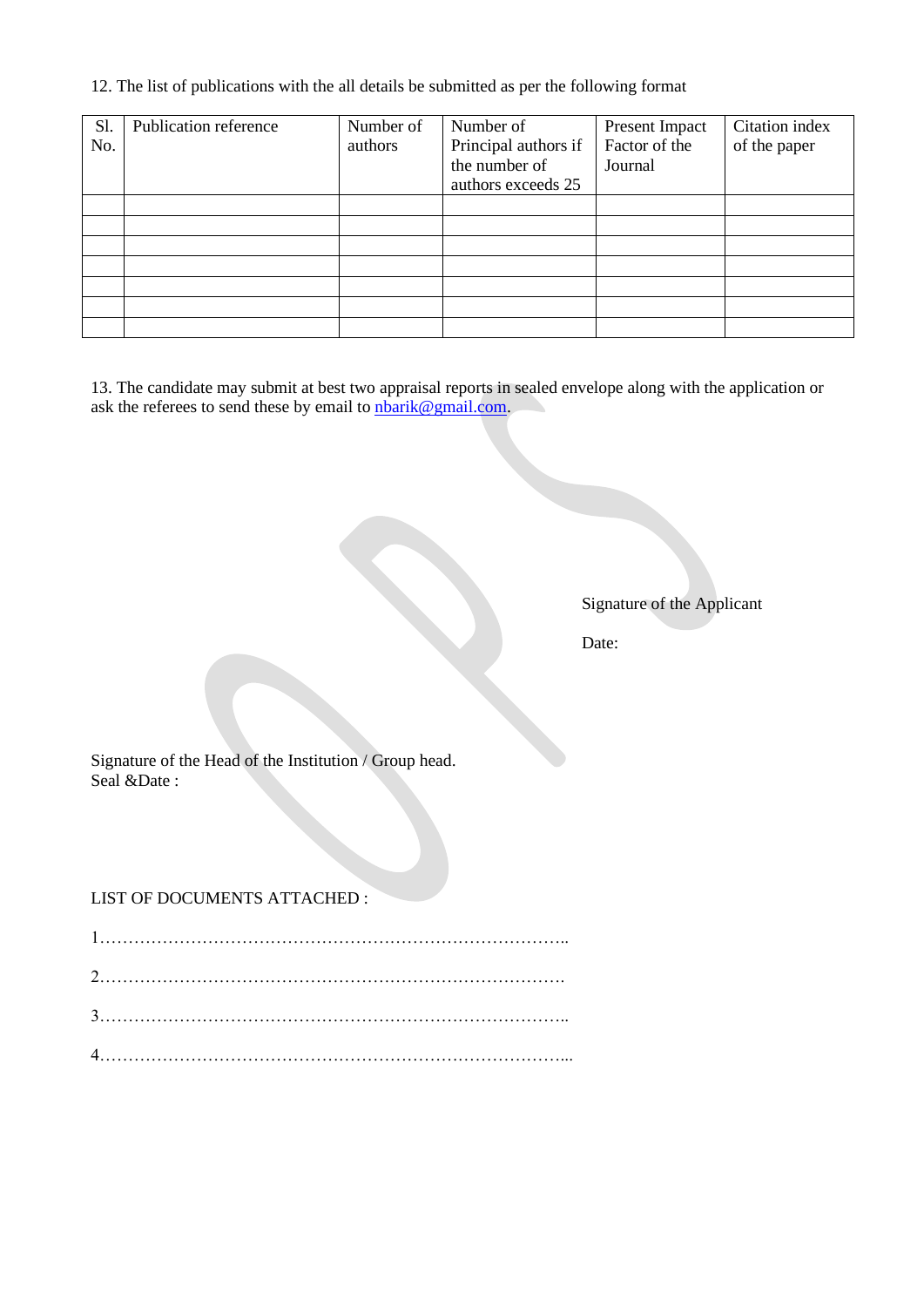12. The list of publications with the all details be submitted as per the following format

| Sl. No. | Publication reference | Number of authors | Number of Principal authors if the number of authors exceeds 25 | Present Impact Factor of the Journal | Citation index of the paper |
|---|---|---|---|---|---|
| | | | | | |
| | | | | | |
| | | | | | |
| | | | | | |
| | | | | | |
| | | | | | |
| | | | | | |

13. The candidate may submit at best two appraisal reports in sealed envelope along with the application or ask the referees to send these by email to nbarik@gmail.com.

Signature of the Applicant

Date:

Signature of the Head of the Institution / Group head.
Seal &Date :

LIST OF DOCUMENTS ATTACHED :

1…………………………………………………………………………..

2………………………………………………………………………….

3…………………………………………………………………………..

4…………………………………………………………………………...